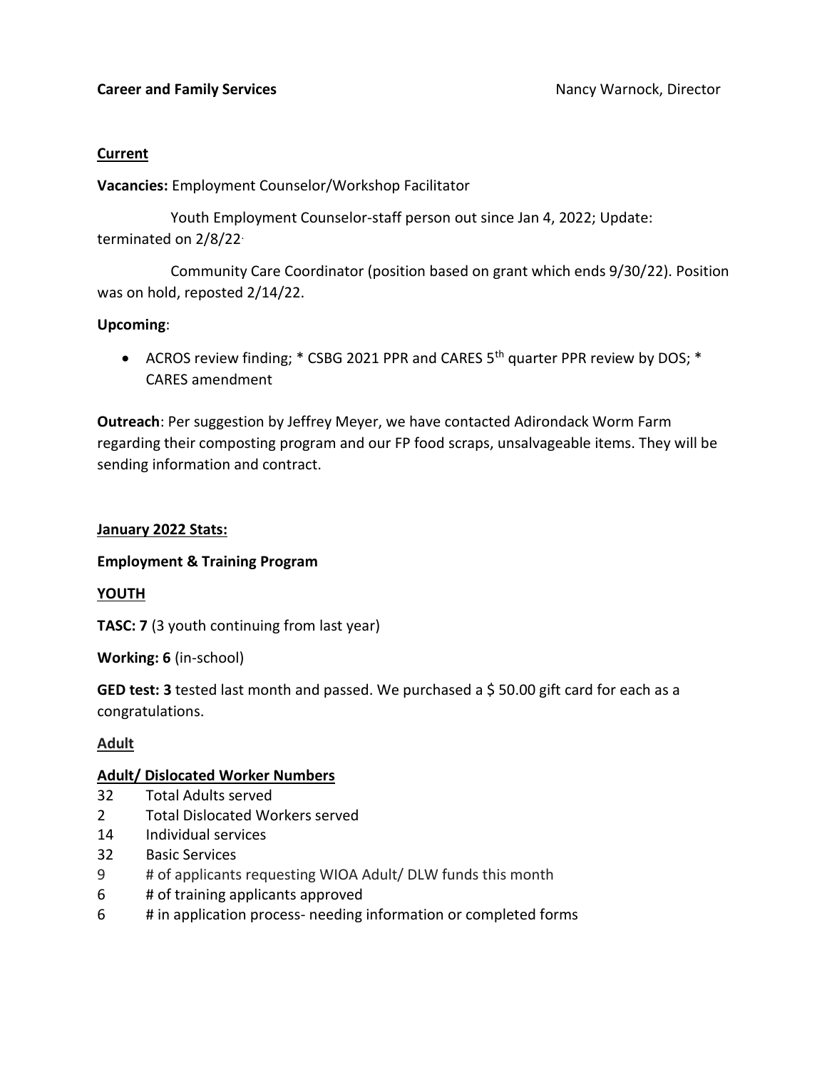**Career and Family Services** Nancy Warnock, Director

**Current**

**Vacancies:** Employment Counselor/Workshop Facilitator

Youth Employment Counselor-staff person out since Jan 4, 2022; Update: terminated on 2/8/22.

Community Care Coordinator (position based on grant which ends 9/30/22). Position was on hold, reposted 2/14/22.

**Upcoming**:

- ACROS review finding; * CSBG 2021 PPR and CARES 5th quarter PPR review by DOS; * CARES amendment

**Outreach**: Per suggestion by Jeffrey Meyer, we have contacted Adirondack Worm Farm regarding their composting program and our FP food scraps, unsalvageable items. They will be sending information and contract.

**January 2022 Stats:**

**Employment & Training Program**

**YOUTH**

**TASC: 7** (3 youth continuing from last year)

**Working: 6** (in-school)

**GED test: 3** tested last month and passed. We purchased a $ 50.00 gift card for each as a congratulations.

**Adult**

**Adult/ Dislocated Worker Numbers**

32 Total Adults served
2 Total Dislocated Workers served
14 Individual services
32 Basic Services
9 # of applicants requesting WIOA Adult/ DLW funds this month
6 # of training applicants approved
6 # in application process- needing information or completed forms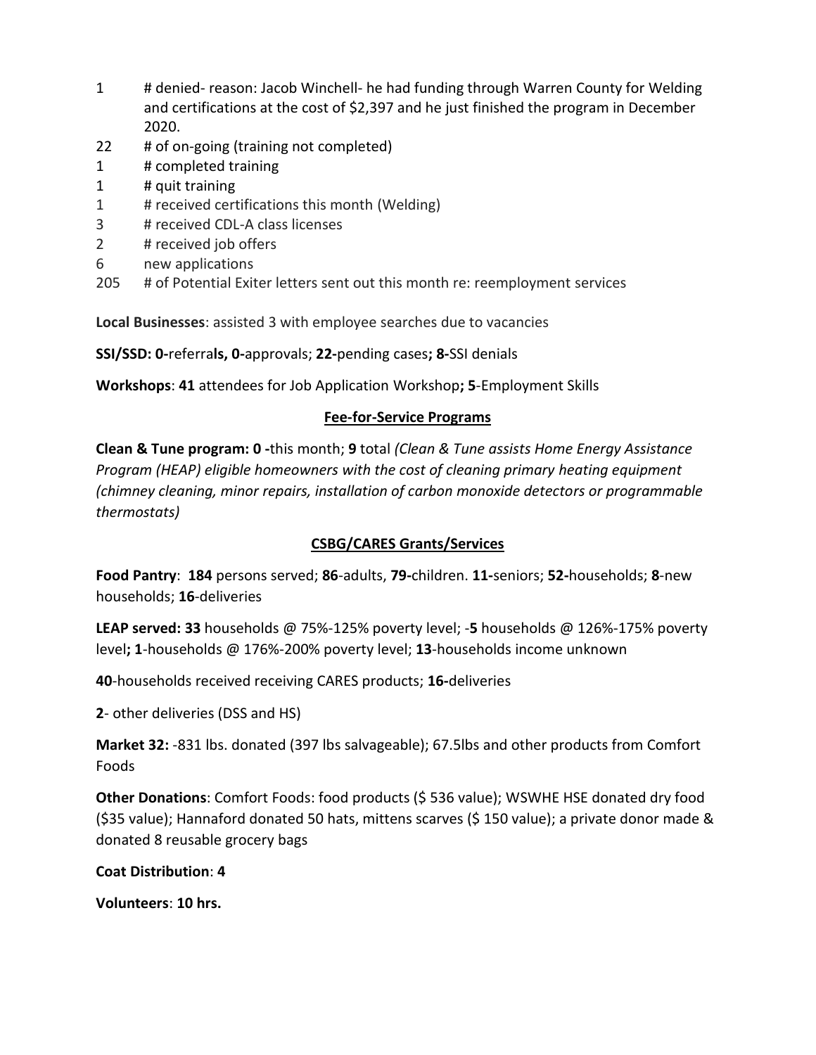1 # denied- reason: Jacob Winchell- he had funding through Warren County for Welding and certifications at the cost of $2,397 and he just finished the program in December 2020.

22 # of on-going (training not completed)

1 # completed training

1 # quit training

1 # received certifications this month (Welding)

3 # received CDL-A class licenses

2 # received job offers

6 new applications

205 # of Potential Exiter letters sent out this month re: reemployment services

**Local Businesses**: assisted 3 with employee searches due to vacancies

**SSI/SSD: 0-**referra**ls, 0-**approvals; **22-**pending cases**; 8-**SSI denials

**Workshops**: **41** attendees for Job Application Workshop**; 5**-Employment Skills

## Fee-for-Service Programs

**Clean & Tune program: 0 -**this month; **9** total *(Clean & Tune assists Home Energy Assistance Program (HEAP) eligible homeowners with the cost of cleaning primary heating equipment (chimney cleaning, minor repairs, installation of carbon monoxide detectors or programmable thermostats)*

## CSBG/CARES Grants/Services

**Food Pantry**: **184** persons served; **86**-adults, **79-**children. **11-**seniors; **52-**households; **8**-new households; **16**-deliveries

**LEAP served: 33** households @ 75%-125% poverty level; -**5** households @ 126%-175% poverty level**; 1**-households @ 176%-200% poverty level; **13**-households income unknown

**40**-households received receiving CARES products; **16-**deliveries

**2**- other deliveries (DSS and HS)

**Market 32:** -831 lbs. donated (397 lbs salvageable); 67.5lbs and other products from Comfort Foods

**Other Donations**: Comfort Foods: food products ($ 536 value); WSWHE HSE donated dry food ($35 value); Hannaford donated 50 hats, mittens scarves ($ 150 value); a private donor made & donated 8 reusable grocery bags

**Coat Distribution**: **4**

**Volunteers**: **10 hrs.**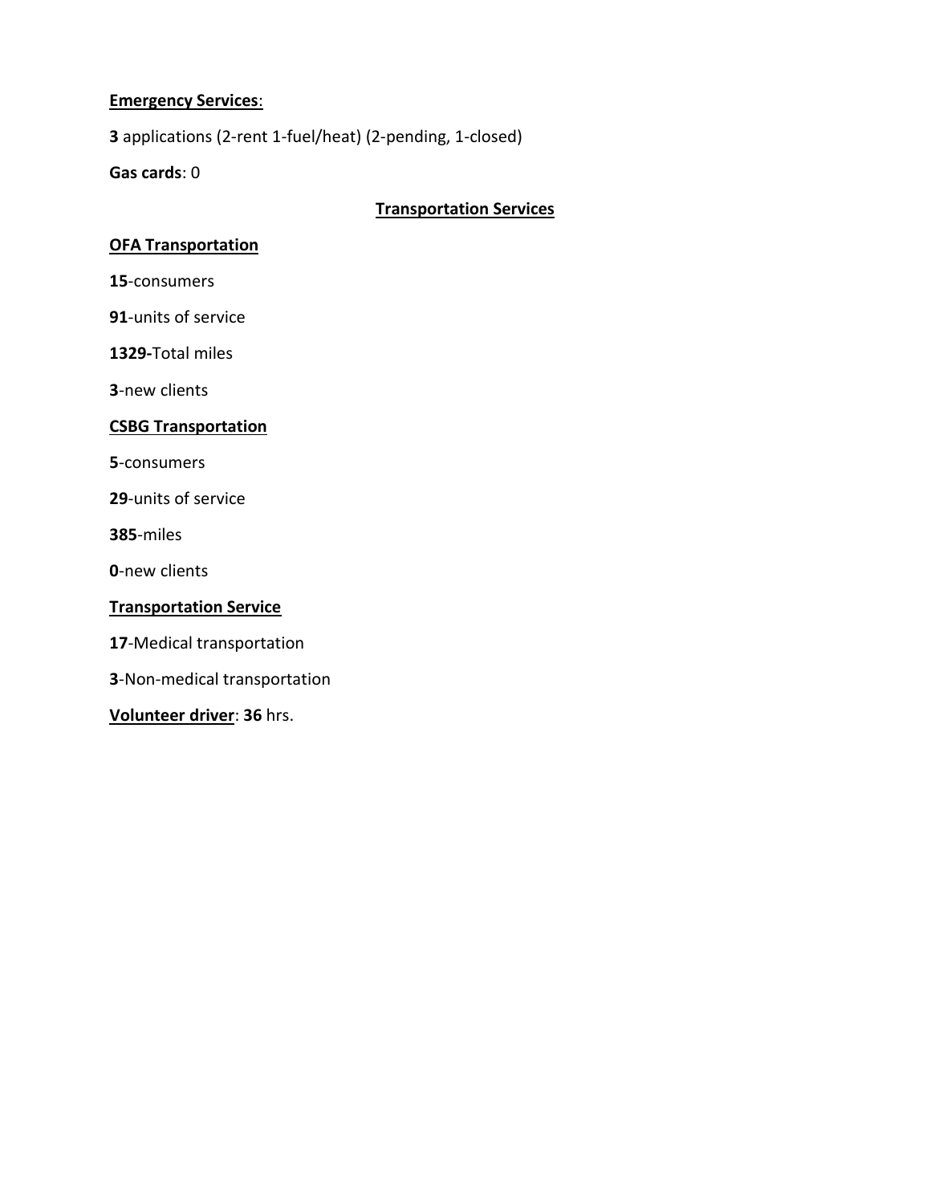**<u>Emergency Services</u>**:

**3** applications (2-rent 1-fuel/heat) (2-pending, 1-closed)

**Gas cards**: 0

## <u>Transportation Services</u>

**<u>OFA Transportation</u>**

**15**-consumers

**91**-units of service

**1329-**Total miles

**3**-new clients

**<u>CSBG Transportation</u>**

**5**-consumers

**29**-units of service

**385**-miles

**0**-new clients

**<u>Transportation Service</u>**

**17**-Medical transportation

**3**-Non-medical transportation

**<u>Volunteer driver</u>**: **36** hrs.